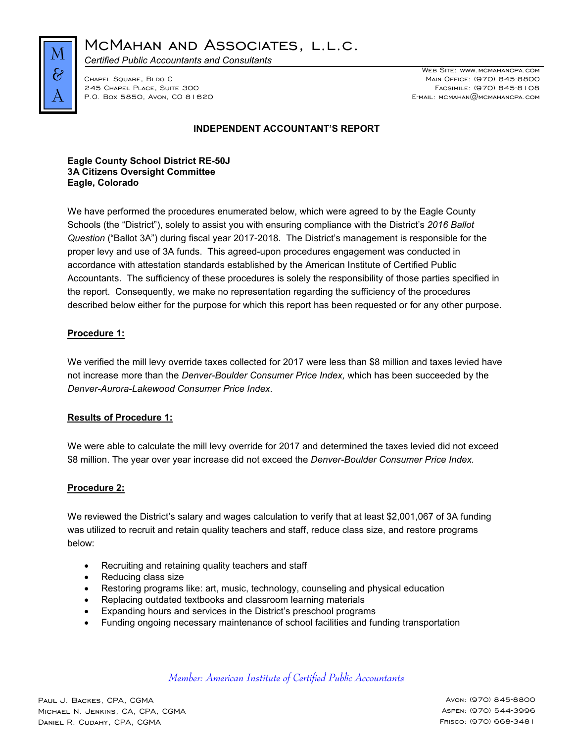# McMahan and Associates, L.L.C.

*Certified Public Accountants and Consultants*

Chapel Square, Bldg C
245 Chapel Place, Suite 300
P.O. Box 5850, Avon, CO 81620

Web Site: www.mcmahancpa.com
Main Office: (970) 845-8800
Facsimile: (970) 845-8108
E-mail: mcmahan@mcmahancpa.com

## INDEPENDENT ACCOUNTANT'S REPORT

**Eagle County School District RE-50J**
**3A Citizens Oversight Committee**
**Eagle, Colorado**

We have performed the procedures enumerated below, which were agreed to by the Eagle County Schools (the "District"), solely to assist you with ensuring compliance with the District's *2016 Ballot Question* ("Ballot 3A") during fiscal year 2017-2018. The District's management is responsible for the proper levy and use of 3A funds. This agreed-upon procedures engagement was conducted in accordance with attestation standards established by the American Institute of Certified Public Accountants. The sufficiency of these procedures is solely the responsibility of those parties specified in the report. Consequently, we make no representation regarding the sufficiency of the procedures described below either for the purpose for which this report has been requested or for any other purpose.

**Procedure 1:**

We verified the mill levy override taxes collected for 2017 were less than $8 million and taxes levied have not increase more than the *Denver-Boulder Consumer Price Index,* which has been succeeded by the *Denver-Aurora-Lakewood Consumer Price Index*.

**Results of Procedure 1:**

We were able to calculate the mill levy override for 2017 and determined the taxes levied did not exceed $8 million. The year over year increase did not exceed the *Denver-Boulder Consumer Price Index.*

**Procedure 2:**

We reviewed the District's salary and wages calculation to verify that at least $2,001,067 of 3A funding was utilized to recruit and retain quality teachers and staff, reduce class size, and restore programs below:

- Recruiting and retaining quality teachers and staff
- Reducing class size
- Restoring programs like: art, music, technology, counseling and physical education
- Replacing outdated textbooks and classroom learning materials
- Expanding hours and services in the District's preschool programs
- Funding ongoing necessary maintenance of school facilities and funding transportation

*Member: American Institute of Certified Public Accountants*

Paul J. Backes, CPA, CGMA
Michael N. Jenkins, CA, CPA, CGMA
Daniel R. Cudahy, CPA, CGMA

Avon: (970) 845-8800
Aspen: (970) 544-3996
Frisco: (970) 668-3481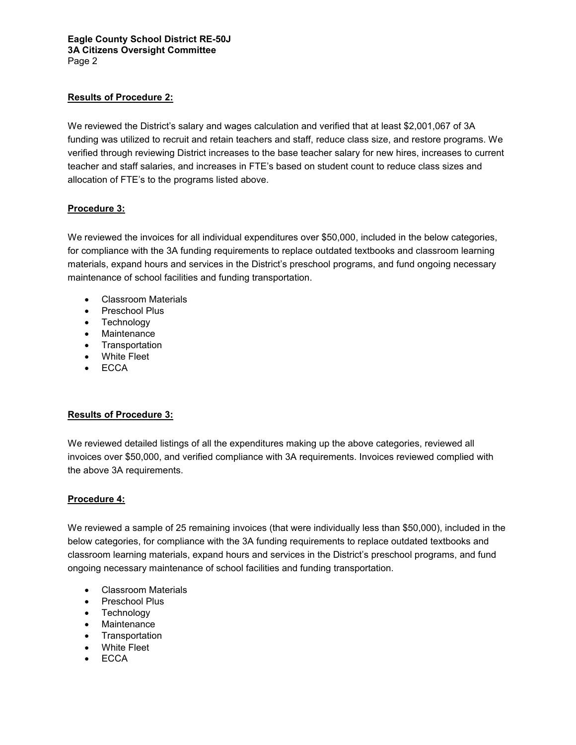**Results of Procedure 2:**

We reviewed the District's salary and wages calculation and verified that at least $2,001,067 of 3A funding was utilized to recruit and retain teachers and staff, reduce class size, and restore programs. We verified through reviewing District increases to the base teacher salary for new hires, increases to current teacher and staff salaries, and increases in FTE's based on student count to reduce class sizes and allocation of FTE's to the programs listed above.

**Procedure 3:**

We reviewed the invoices for all individual expenditures over $50,000, included in the below categories, for compliance with the 3A funding requirements to replace outdated textbooks and classroom learning materials, expand hours and services in the District's preschool programs, and fund ongoing necessary maintenance of school facilities and funding transportation.

- Classroom Materials
- Preschool Plus
- Technology
- Maintenance
- Transportation
- White Fleet
- ECCA

**Results of Procedure 3:**

We reviewed detailed listings of all the expenditures making up the above categories, reviewed all invoices over $50,000, and verified compliance with 3A requirements. Invoices reviewed complied with the above 3A requirements.

**Procedure 4:**

We reviewed a sample of 25 remaining invoices (that were individually less than $50,000), included in the below categories, for compliance with the 3A funding requirements to replace outdated textbooks and classroom learning materials, expand hours and services in the District's preschool programs, and fund ongoing necessary maintenance of school facilities and funding transportation.

- Classroom Materials
- Preschool Plus
- Technology
- Maintenance
- Transportation
- White Fleet
- ECCA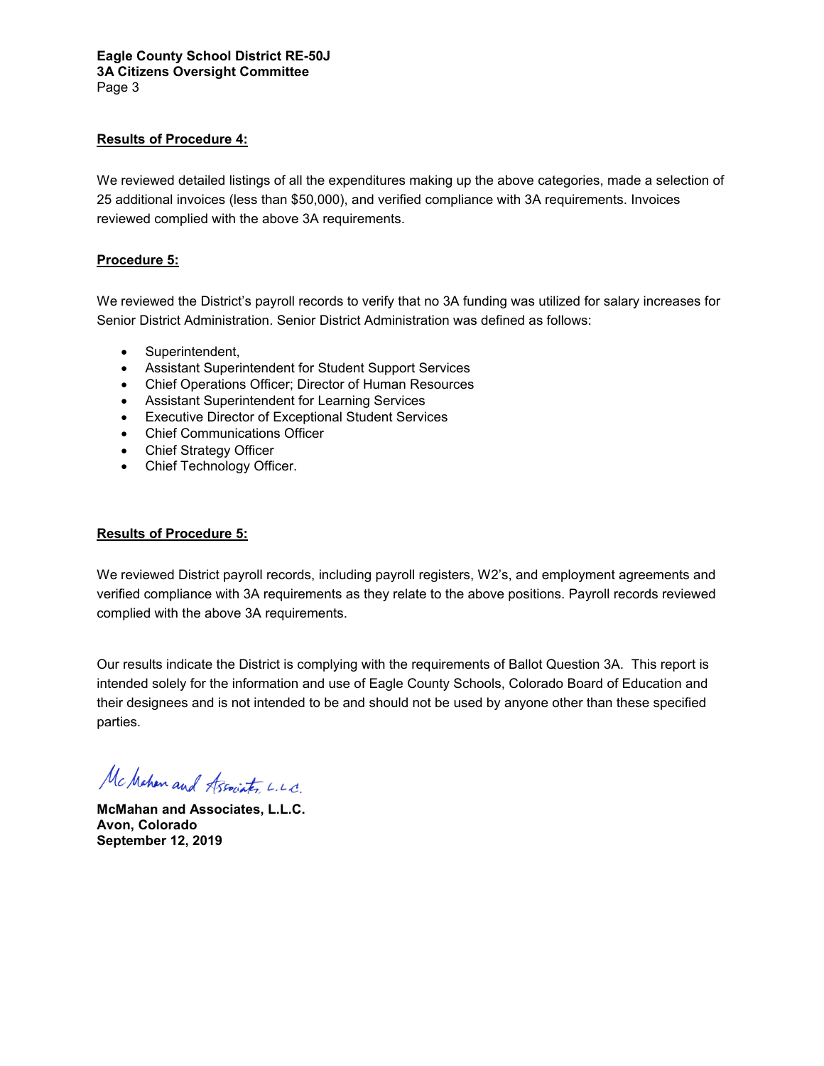**Results of Procedure 4:**

We reviewed detailed listings of all the expenditures making up the above categories, made a selection of 25 additional invoices (less than $50,000), and verified compliance with 3A requirements. Invoices reviewed complied with the above 3A requirements.

**Procedure 5:**

We reviewed the District's payroll records to verify that no 3A funding was utilized for salary increases for Senior District Administration. Senior District Administration was defined as follows:

- Superintendent,
- Assistant Superintendent for Student Support Services
- Chief Operations Officer; Director of Human Resources
- Assistant Superintendent for Learning Services
- Executive Director of Exceptional Student Services
- Chief Communications Officer
- Chief Strategy Officer
- Chief Technology Officer.

**Results of Procedure 5:**

We reviewed District payroll records, including payroll registers, W2's, and employment agreements and verified compliance with 3A requirements as they relate to the above positions. Payroll records reviewed complied with the above 3A requirements.

Our results indicate the District is complying with the requirements of Ballot Question 3A. This report is intended solely for the information and use of Eagle County Schools, Colorado Board of Education and their designees and is not intended to be and should not be used by anyone other than these specified parties.

McMahan and Associates, L.L.C.

**McMahan and Associates, L.L.C.**
**Avon, Colorado**
**September 12, 2019**